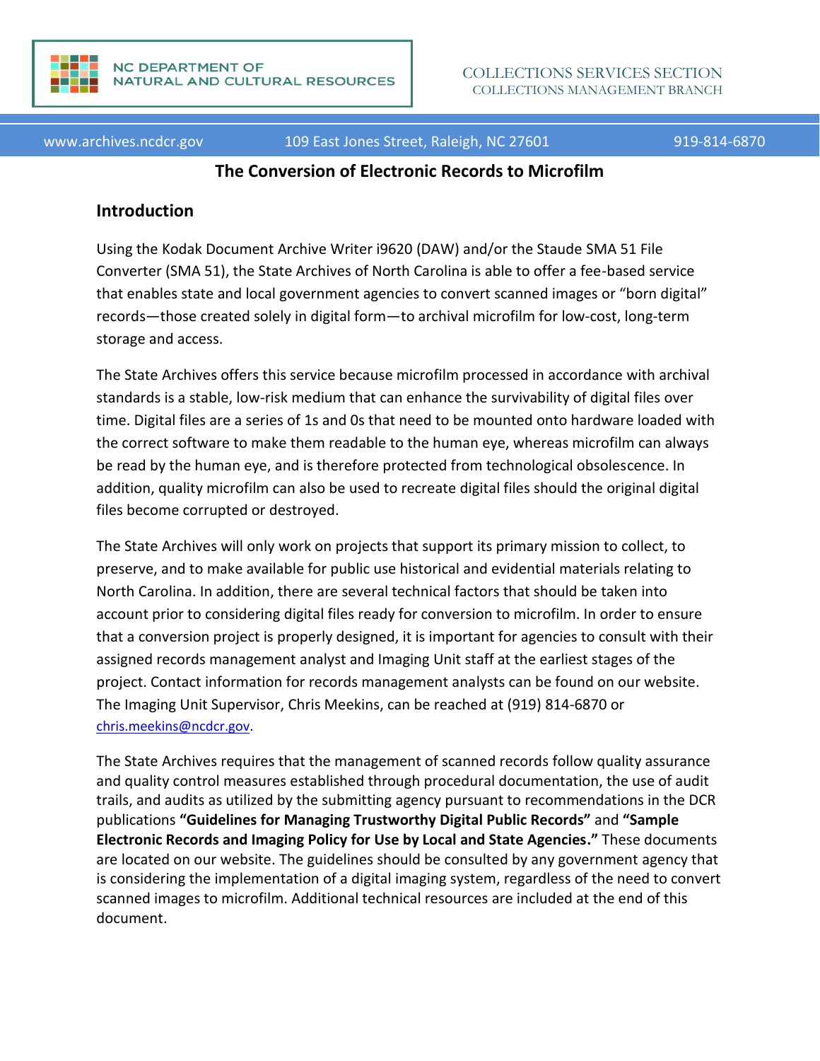NC DEPARTMENT OF NATURAL AND CULTURAL RESOURCES

COLLECTIONS SERVICES SECTION
COLLECTIONS MANAGEMENT BRANCH

www.archives.ncdcr.gov 109 East Jones Street, Raleigh, NC 27601 919-814-6870

# The Conversion of Electronic Records to Microfilm

## Introduction

Using the Kodak Document Archive Writer i9620 (DAW) and/or the Staude SMA 51 File Converter (SMA 51), the State Archives of North Carolina is able to offer a fee-based service that enables state and local government agencies to convert scanned images or "born digital" records—those created solely in digital form—to archival microfilm for low-cost, long-term storage and access.

The State Archives offers this service because microfilm processed in accordance with archival standards is a stable, low-risk medium that can enhance the survivability of digital files over time. Digital files are a series of 1s and 0s that need to be mounted onto hardware loaded with the correct software to make them readable to the human eye, whereas microfilm can always be read by the human eye, and is therefore protected from technological obsolescence. In addition, quality microfilm can also be used to recreate digital files should the original digital files become corrupted or destroyed.

The State Archives will only work on projects that support its primary mission to collect, to preserve, and to make available for public use historical and evidential materials relating to North Carolina. In addition, there are several technical factors that should be taken into account prior to considering digital files ready for conversion to microfilm. In order to ensure that a conversion project is properly designed, it is important for agencies to consult with their assigned records management analyst and Imaging Unit staff at the earliest stages of the project. Contact information for records management analysts can be found on our website. The Imaging Unit Supervisor, Chris Meekins, can be reached at (919) 814-6870 or chris.meekins@ncdcr.gov.

The State Archives requires that the management of scanned records follow quality assurance and quality control measures established through procedural documentation, the use of audit trails, and audits as utilized by the submitting agency pursuant to recommendations in the DCR publications **"Guidelines for Managing Trustworthy Digital Public Records"** and **"Sample Electronic Records and Imaging Policy for Use by Local and State Agencies."** These documents are located on our website. The guidelines should be consulted by any government agency that is considering the implementation of a digital imaging system, regardless of the need to convert scanned images to microfilm. Additional technical resources are included at the end of this document.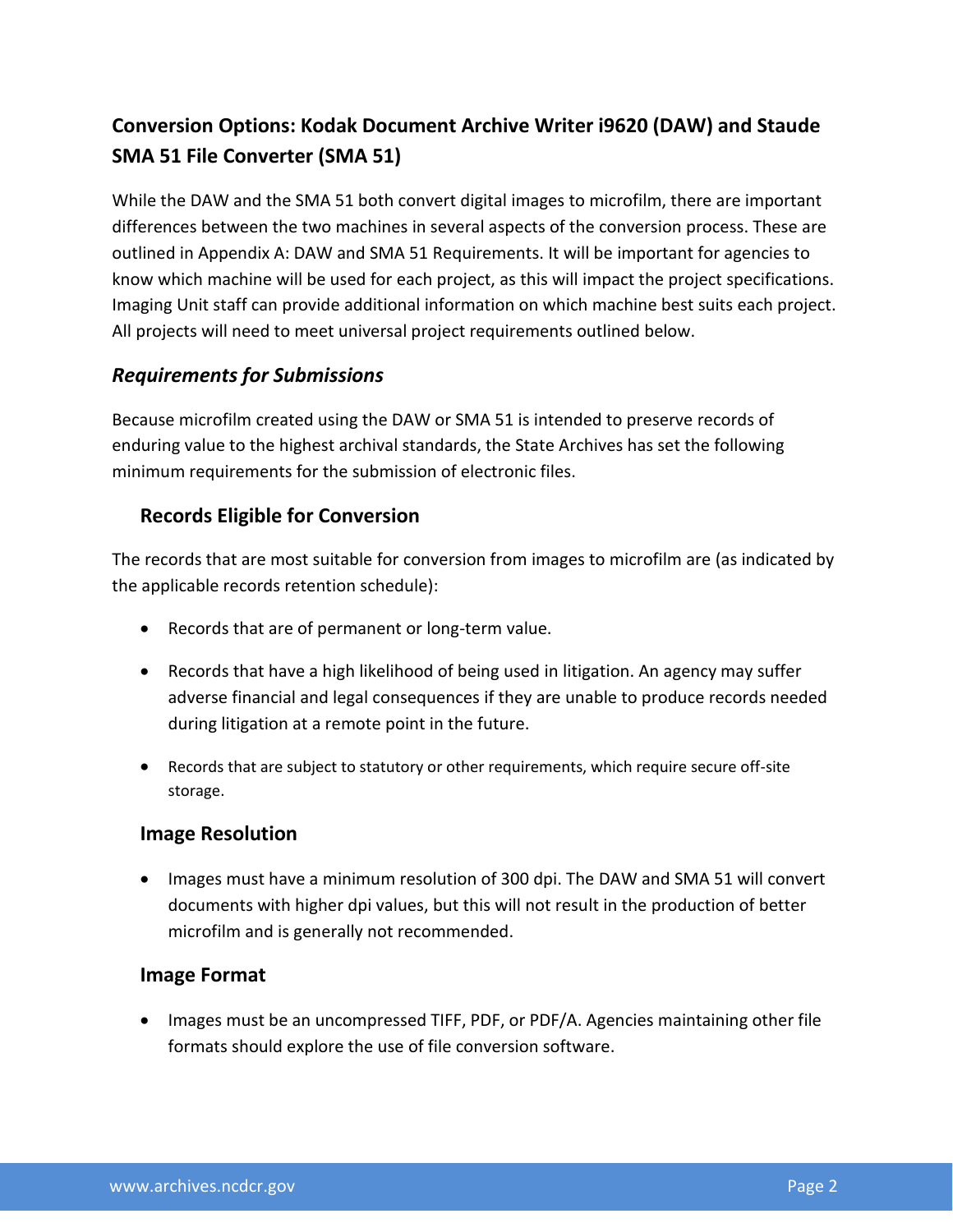## Conversion Options: Kodak Document Archive Writer i9620 (DAW) and Staude SMA 51 File Converter (SMA 51)

While the DAW and the SMA 51 both convert digital images to microfilm, there are important differences between the two machines in several aspects of the conversion process. These are outlined in Appendix A: DAW and SMA 51 Requirements. It will be important for agencies to know which machine will be used for each project, as this will impact the project specifications. Imaging Unit staff can provide additional information on which machine best suits each project. All projects will need to meet universal project requirements outlined below.

### *Requirements for Submissions*

Because microfilm created using the DAW or SMA 51 is intended to preserve records of enduring value to the highest archival standards, the State Archives has set the following minimum requirements for the submission of electronic files.

#### Records Eligible for Conversion

The records that are most suitable for conversion from images to microfilm are (as indicated by the applicable records retention schedule):

- Records that are of permanent or long-term value.
- Records that have a high likelihood of being used in litigation. An agency may suffer adverse financial and legal consequences if they are unable to produce records needed during litigation at a remote point in the future.
- Records that are subject to statutory or other requirements, which require secure off-site storage.

#### Image Resolution

- Images must have a minimum resolution of 300 dpi. The DAW and SMA 51 will convert documents with higher dpi values, but this will not result in the production of better microfilm and is generally not recommended.

#### Image Format

- Images must be an uncompressed TIFF, PDF, or PDF/A. Agencies maintaining other file formats should explore the use of file conversion software.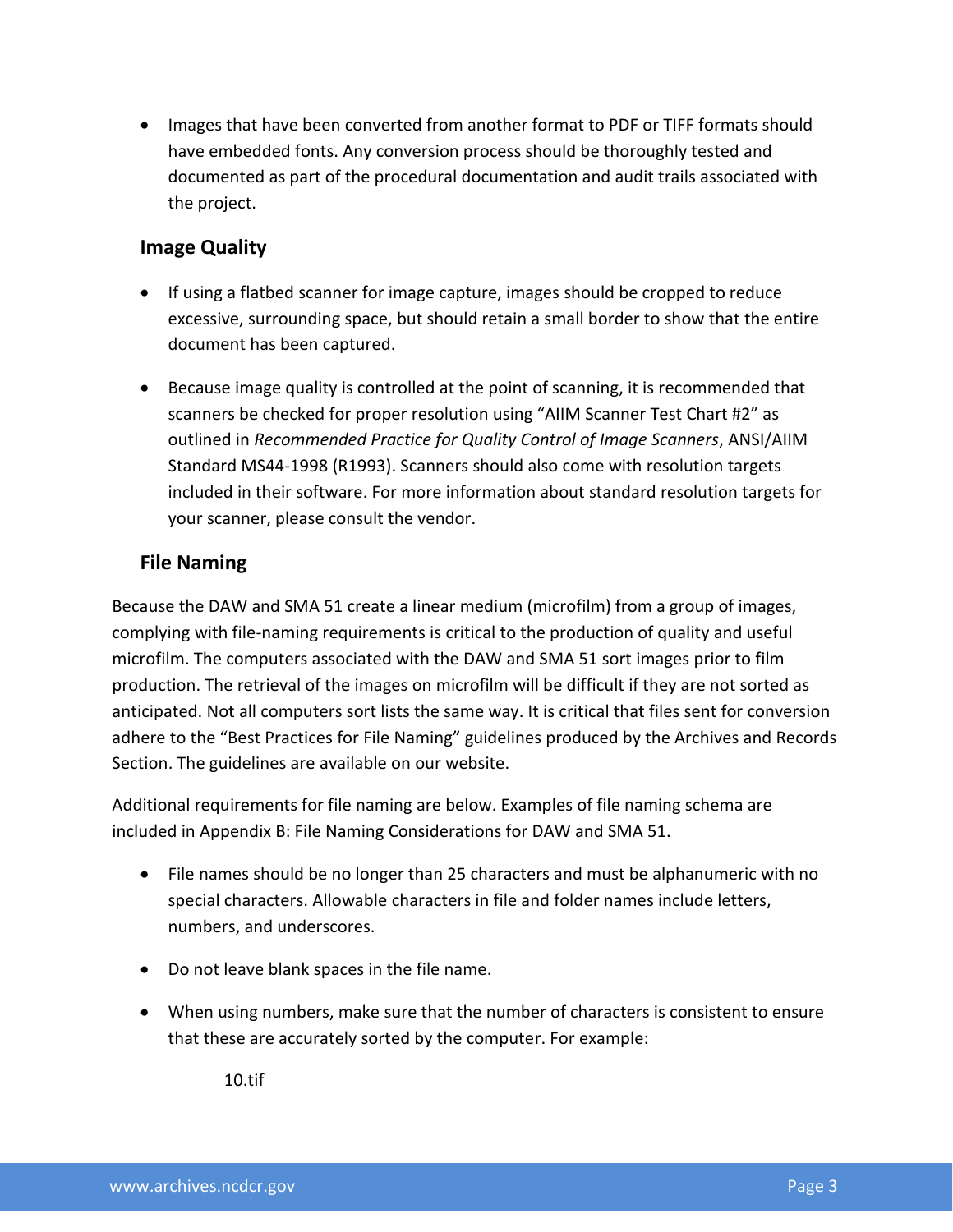- Images that have been converted from another format to PDF or TIFF formats should have embedded fonts. Any conversion process should be thoroughly tested and documented as part of the procedural documentation and audit trails associated with the project.

### Image Quality

- If using a flatbed scanner for image capture, images should be cropped to reduce excessive, surrounding space, but should retain a small border to show that the entire document has been captured.

- Because image quality is controlled at the point of scanning, it is recommended that scanners be checked for proper resolution using "AIIM Scanner Test Chart #2" as outlined in *Recommended Practice for Quality Control of Image Scanners*, ANSI/AIIM Standard MS44-1998 (R1993). Scanners should also come with resolution targets included in their software. For more information about standard resolution targets for your scanner, please consult the vendor.

### File Naming

Because the DAW and SMA 51 create a linear medium (microfilm) from a group of images, complying with file-naming requirements is critical to the production of quality and useful microfilm. The computers associated with the DAW and SMA 51 sort images prior to film production. The retrieval of the images on microfilm will be difficult if they are not sorted as anticipated. Not all computers sort lists the same way. It is critical that files sent for conversion adhere to the "Best Practices for File Naming" guidelines produced by the Archives and Records Section. The guidelines are available on our website.

Additional requirements for file naming are below. Examples of file naming schema are included in Appendix B: File Naming Considerations for DAW and SMA 51.

- File names should be no longer than 25 characters and must be alphanumeric with no special characters. Allowable characters in file and folder names include letters, numbers, and underscores.

- Do not leave blank spaces in the file name.

- When using numbers, make sure that the number of characters is consistent to ensure that these are accurately sorted by the computer. For example:

    10.tif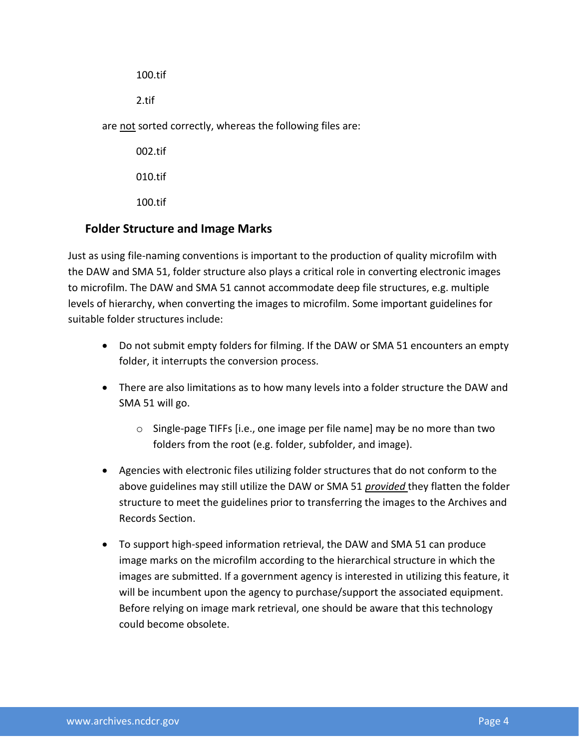100.tif

2.tif

are <u>not</u> sorted correctly, whereas the following files are:

002.tif

010.tif

100.tif

### Folder Structure and Image Marks

Just as using file-naming conventions is important to the production of quality microfilm with the DAW and SMA 51, folder structure also plays a critical role in converting electronic images to microfilm. The DAW and SMA 51 cannot accommodate deep file structures, e.g. multiple levels of hierarchy, when converting the images to microfilm. Some important guidelines for suitable folder structures include:

- Do not submit empty folders for filming. If the DAW or SMA 51 encounters an empty folder, it interrupts the conversion process.
- There are also limitations as to how many levels into a folder structure the DAW and SMA 51 will go.
    - Single-page TIFFs [i.e., one image per file name] may be no more than two folders from the root (e.g. folder, subfolder, and image).
- Agencies with electronic files utilizing folder structures that do not conform to the above guidelines may still utilize the DAW or SMA 51 ***<u>provided</u>*** they flatten the folder structure to meet the guidelines prior to transferring the images to the Archives and Records Section.
- To support high-speed information retrieval, the DAW and SMA 51 can produce image marks on the microfilm according to the hierarchical structure in which the images are submitted. If a government agency is interested in utilizing this feature, it will be incumbent upon the agency to purchase/support the associated equipment. Before relying on image mark retrieval, one should be aware that this technology could become obsolete.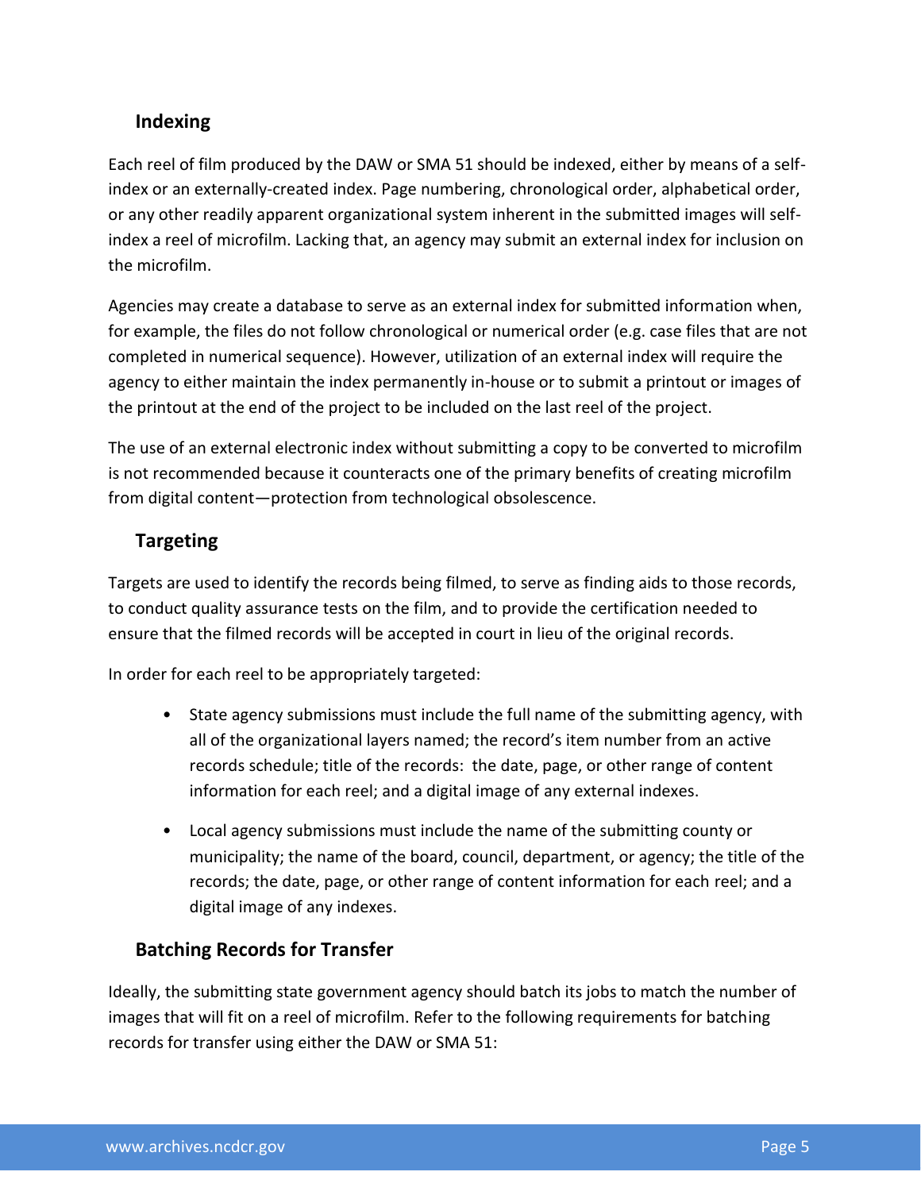## Indexing

Each reel of film produced by the DAW or SMA 51 should be indexed, either by means of a self-index or an externally-created index. Page numbering, chronological order, alphabetical order, or any other readily apparent organizational system inherent in the submitted images will self-index a reel of microfilm. Lacking that, an agency may submit an external index for inclusion on the microfilm.

Agencies may create a database to serve as an external index for submitted information when, for example, the files do not follow chronological or numerical order (e.g. case files that are not completed in numerical sequence). However, utilization of an external index will require the agency to either maintain the index permanently in-house or to submit a printout or images of the printout at the end of the project to be included on the last reel of the project.

The use of an external electronic index without submitting a copy to be converted to microfilm is not recommended because it counteracts one of the primary benefits of creating microfilm from digital content—protection from technological obsolescence.

## Targeting

Targets are used to identify the records being filmed, to serve as finding aids to those records, to conduct quality assurance tests on the film, and to provide the certification needed to ensure that the filmed records will be accepted in court in lieu of the original records.

In order for each reel to be appropriately targeted:

- State agency submissions must include the full name of the submitting agency, with all of the organizational layers named; the record's item number from an active records schedule; title of the records: the date, page, or other range of content information for each reel; and a digital image of any external indexes.
- Local agency submissions must include the name of the submitting county or municipality; the name of the board, council, department, or agency; the title of the records; the date, page, or other range of content information for each reel; and a digital image of any indexes.

## Batching Records for Transfer

Ideally, the submitting state government agency should batch its jobs to match the number of images that will fit on a reel of microfilm. Refer to the following requirements for batching records for transfer using either the DAW or SMA 51: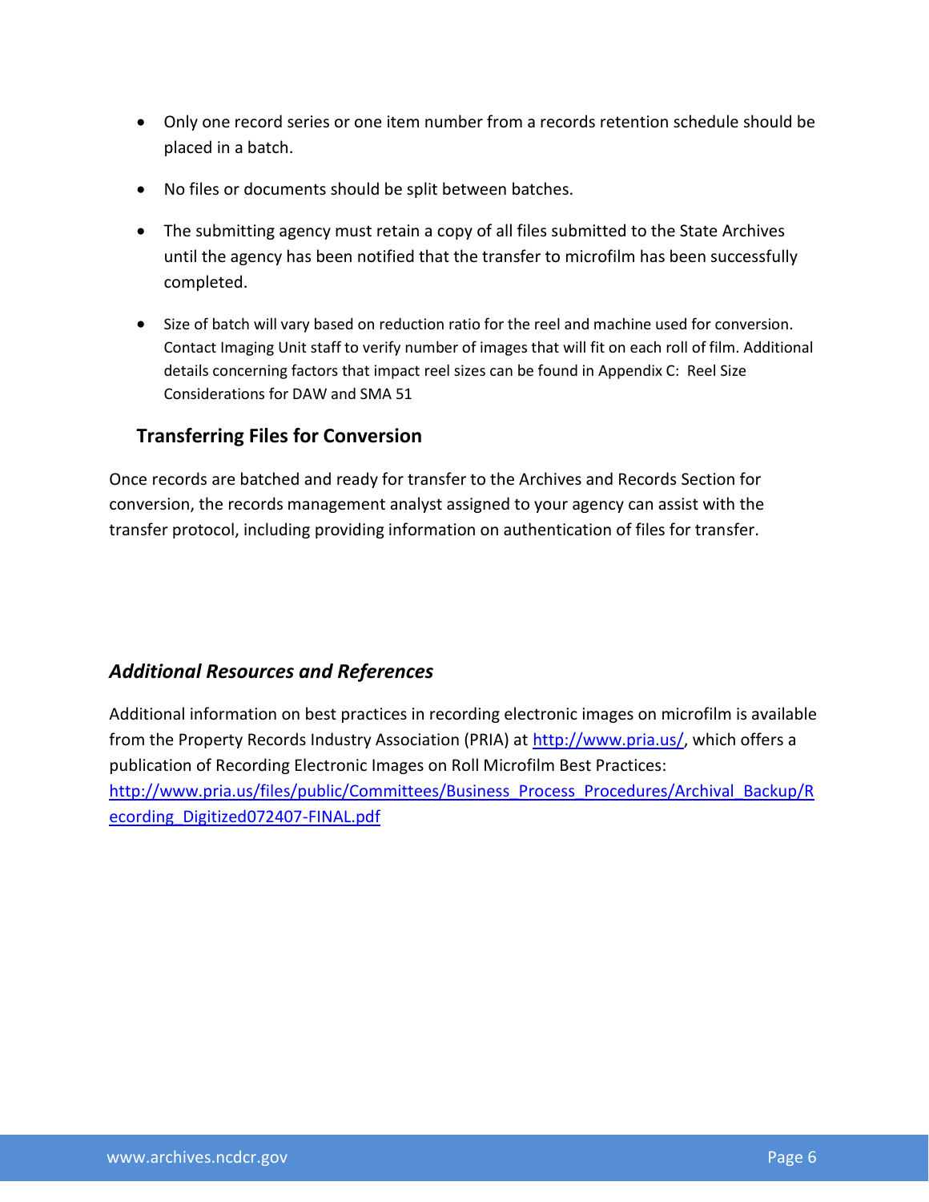- Only one record series or one item number from a records retention schedule should be placed in a batch.
- No files or documents should be split between batches.
- The submitting agency must retain a copy of all files submitted to the State Archives until the agency has been notified that the transfer to microfilm has been successfully completed.
- Size of batch will vary based on reduction ratio for the reel and machine used for conversion. Contact Imaging Unit staff to verify number of images that will fit on each roll of film. Additional details concerning factors that impact reel sizes can be found in Appendix C: Reel Size Considerations for DAW and SMA 51

### Transferring Files for Conversion

Once records are batched and ready for transfer to the Archives and Records Section for conversion, the records management analyst assigned to your agency can assist with the transfer protocol, including providing information on authentication of files for transfer.

## *Additional Resources and References*

Additional information on best practices in recording electronic images on microfilm is available from the Property Records Industry Association (PRIA) at http://www.pria.us/, which offers a publication of Recording Electronic Images on Roll Microfilm Best Practices: http://www.pria.us/files/public/Committees/Business_Process_Procedures/Archival_Backup/Recording_Digitized072407-FINAL.pdf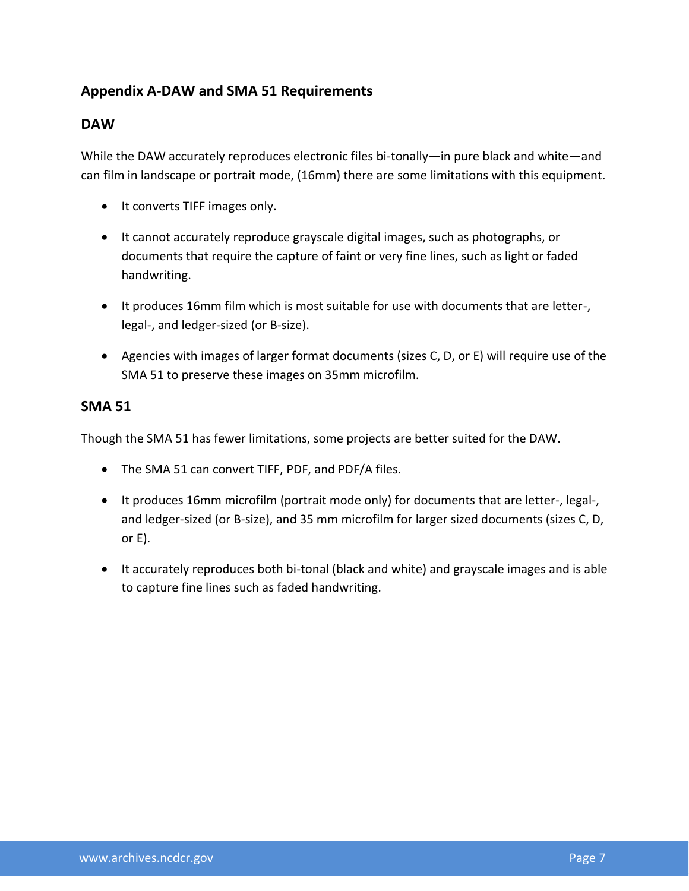## Appendix A-DAW and SMA 51 Requirements

### DAW

While the DAW accurately reproduces electronic files bi-tonally—in pure black and white—and can film in landscape or portrait mode, (16mm) there are some limitations with this equipment.

- It converts TIFF images only.
- It cannot accurately reproduce grayscale digital images, such as photographs, or documents that require the capture of faint or very fine lines, such as light or faded handwriting.
- It produces 16mm film which is most suitable for use with documents that are letter-, legal-, and ledger-sized (or B-size).
- Agencies with images of larger format documents (sizes C, D, or E) will require use of the SMA 51 to preserve these images on 35mm microfilm.

### SMA 51

Though the SMA 51 has fewer limitations, some projects are better suited for the DAW.

- The SMA 51 can convert TIFF, PDF, and PDF/A files.
- It produces 16mm microfilm (portrait mode only) for documents that are letter-, legal-, and ledger-sized (or B-size), and 35 mm microfilm for larger sized documents (sizes C, D, or E).
- It accurately reproduces both bi-tonal (black and white) and grayscale images and is able to capture fine lines such as faded handwriting.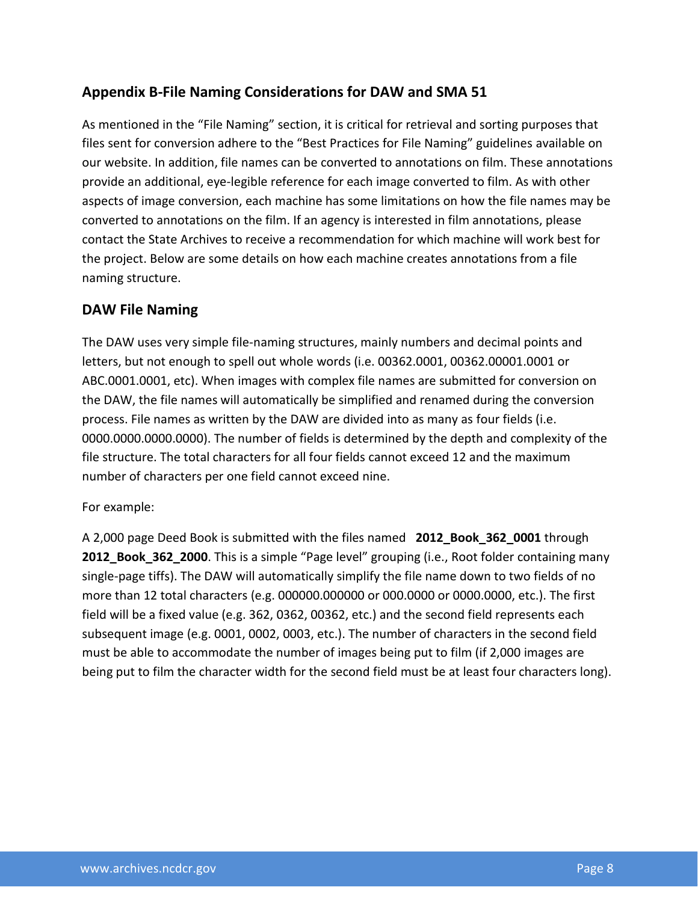## Appendix B-File Naming Considerations for DAW and SMA 51

As mentioned in the "File Naming" section, it is critical for retrieval and sorting purposes that files sent for conversion adhere to the "Best Practices for File Naming" guidelines available on our website. In addition, file names can be converted to annotations on film. These annotations provide an additional, eye-legible reference for each image converted to film. As with other aspects of image conversion, each machine has some limitations on how the file names may be converted to annotations on the film. If an agency is interested in film annotations, please contact the State Archives to receive a recommendation for which machine will work best for the project. Below are some details on how each machine creates annotations from a file naming structure.

## DAW File Naming

The DAW uses very simple file-naming structures, mainly numbers and decimal points and letters, but not enough to spell out whole words (i.e. 00362.0001, 00362.00001.0001 or ABC.0001.0001, etc). When images with complex file names are submitted for conversion on the DAW, the file names will automatically be simplified and renamed during the conversion process. File names as written by the DAW are divided into as many as four fields (i.e. 0000.0000.0000.0000). The number of fields is determined by the depth and complexity of the file structure. The total characters for all four fields cannot exceed 12 and the maximum number of characters per one field cannot exceed nine.

For example:

A 2,000 page Deed Book is submitted with the files named **2012_Book_362_0001** through **2012_Book_362_2000**. This is a simple "Page level" grouping (i.e., Root folder containing many single-page tiffs). The DAW will automatically simplify the file name down to two fields of no more than 12 total characters (e.g. 000000.000000 or 000.0000 or 0000.0000, etc.). The first field will be a fixed value (e.g. 362, 0362, 00362, etc.) and the second field represents each subsequent image (e.g. 0001, 0002, 0003, etc.). The number of characters in the second field must be able to accommodate the number of images being put to film (if 2,000 images are being put to film the character width for the second field must be at least four characters long).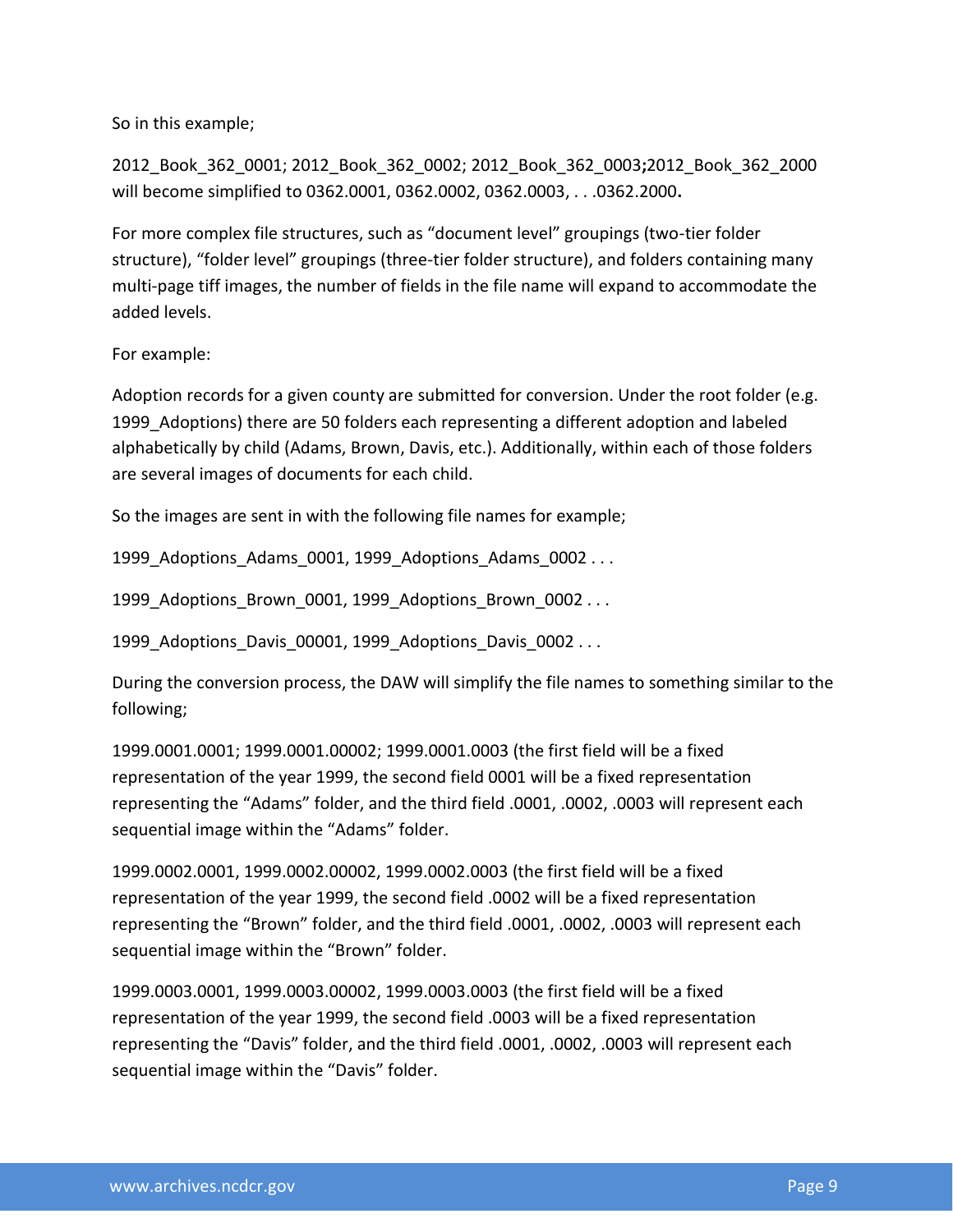So in this example;

2012_Book_362_0001; 2012_Book_362_0002; 2012_Book_362_0003**;**2012_Book_362_2000 will become simplified to 0362.0001, 0362.0002, 0362.0003, . . .0362.2000**.**

For more complex file structures, such as “document level” groupings (two-tier folder structure), “folder level” groupings (three-tier folder structure), and folders containing many multi-page tiff images, the number of fields in the file name will expand to accommodate the added levels.

For example:

Adoption records for a given county are submitted for conversion. Under the root folder (e.g. 1999_Adoptions) there are 50 folders each representing a different adoption and labeled alphabetically by child (Adams, Brown, Davis, etc.). Additionally, within each of those folders are several images of documents for each child.

So the images are sent in with the following file names for example;

1999_Adoptions_Adams_0001, 1999_Adoptions_Adams_0002 . . .

1999_Adoptions_Brown_0001, 1999_Adoptions_Brown_0002 . . .

1999_Adoptions_Davis_00001, 1999_Adoptions_Davis_0002 . . .

During the conversion process, the DAW will simplify the file names to something similar to the following;

1999.0001.0001; 1999.0001.00002; 1999.0001.0003 (the first field will be a fixed representation of the year 1999, the second field 0001 will be a fixed representation representing the “Adams” folder, and the third field .0001, .0002, .0003 will represent each sequential image within the “Adams” folder.

1999.0002.0001, 1999.0002.00002, 1999.0002.0003 (the first field will be a fixed representation of the year 1999, the second field .0002 will be a fixed representation representing the “Brown” folder, and the third field .0001, .0002, .0003 will represent each sequential image within the “Brown” folder.

1999.0003.0001, 1999.0003.00002, 1999.0003.0003 (the first field will be a fixed representation of the year 1999, the second field .0003 will be a fixed representation representing the “Davis” folder, and the third field .0001, .0002, .0003 will represent each sequential image within the “Davis” folder.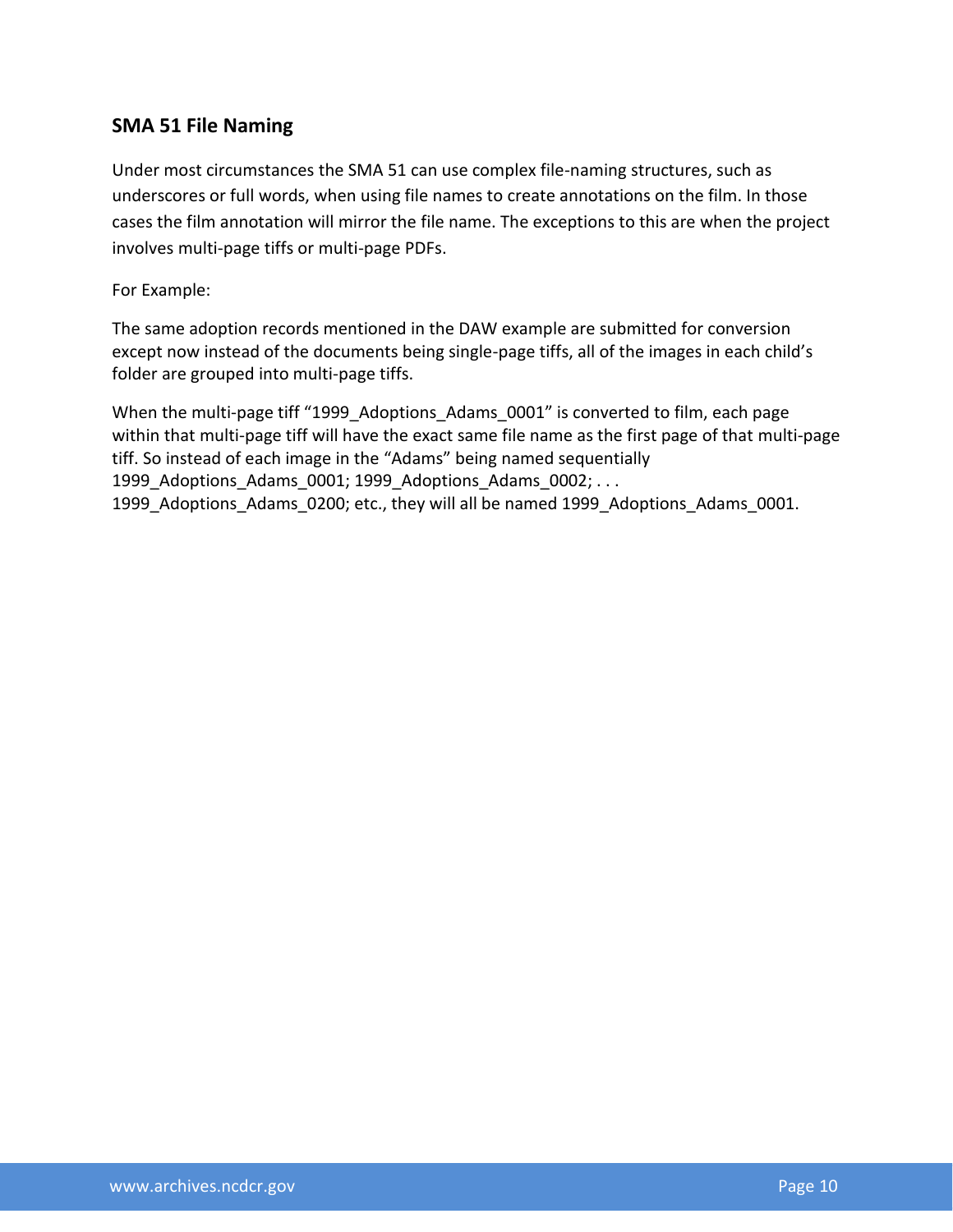## SMA 51 File Naming

Under most circumstances the SMA 51 can use complex file-naming structures, such as underscores or full words, when using file names to create annotations on the film. In those cases the film annotation will mirror the file name. The exceptions to this are when the project involves multi-page tiffs or multi-page PDFs.

For Example:

The same adoption records mentioned in the DAW example are submitted for conversion except now instead of the documents being single-page tiffs, all of the images in each child's folder are grouped into multi-page tiffs.

When the multi-page tiff "1999_Adoptions_Adams_0001" is converted to film, each page within that multi-page tiff will have the exact same file name as the first page of that multi-page tiff. So instead of each image in the "Adams" being named sequentially 1999_Adoptions_Adams_0001; 1999_Adoptions_Adams_0002; . . . 1999_Adoptions_Adams_0200; etc., they will all be named 1999_Adoptions_Adams_0001.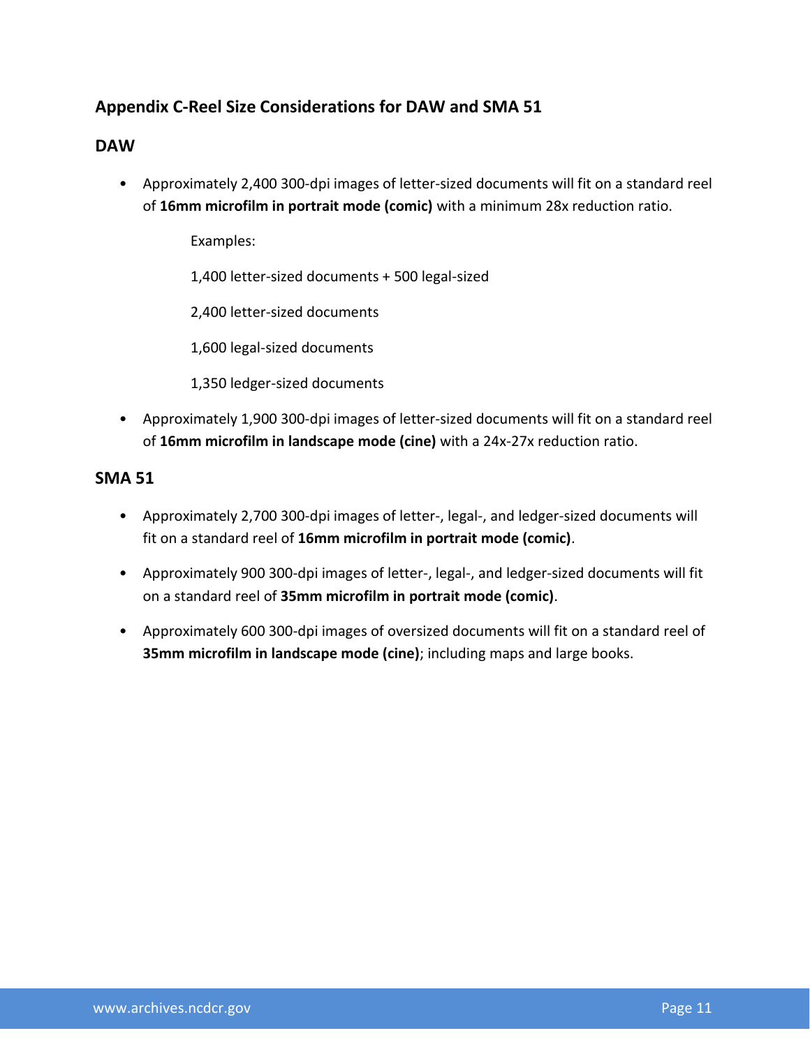## Appendix C-Reel Size Considerations for DAW and SMA 51

### DAW

- Approximately 2,400 300-dpi images of letter-sized documents will fit on a standard reel of **16mm microfilm in portrait mode (comic)** with a minimum 28x reduction ratio.

  Examples:

  1,400 letter-sized documents + 500 legal-sized

  2,400 letter-sized documents

  1,600 legal-sized documents

  1,350 ledger-sized documents

- Approximately 1,900 300-dpi images of letter-sized documents will fit on a standard reel of **16mm microfilm in landscape mode (cine)** with a 24x-27x reduction ratio.

### SMA 51

- Approximately 2,700 300-dpi images of letter-, legal-, and ledger-sized documents will fit on a standard reel of **16mm microfilm in portrait mode (comic)**.
- Approximately 900 300-dpi images of letter-, legal-, and ledger-sized documents will fit on a standard reel of **35mm microfilm in portrait mode (comic)**.
- Approximately 600 300-dpi images of oversized documents will fit on a standard reel of **35mm microfilm in landscape mode (cine)**; including maps and large books.